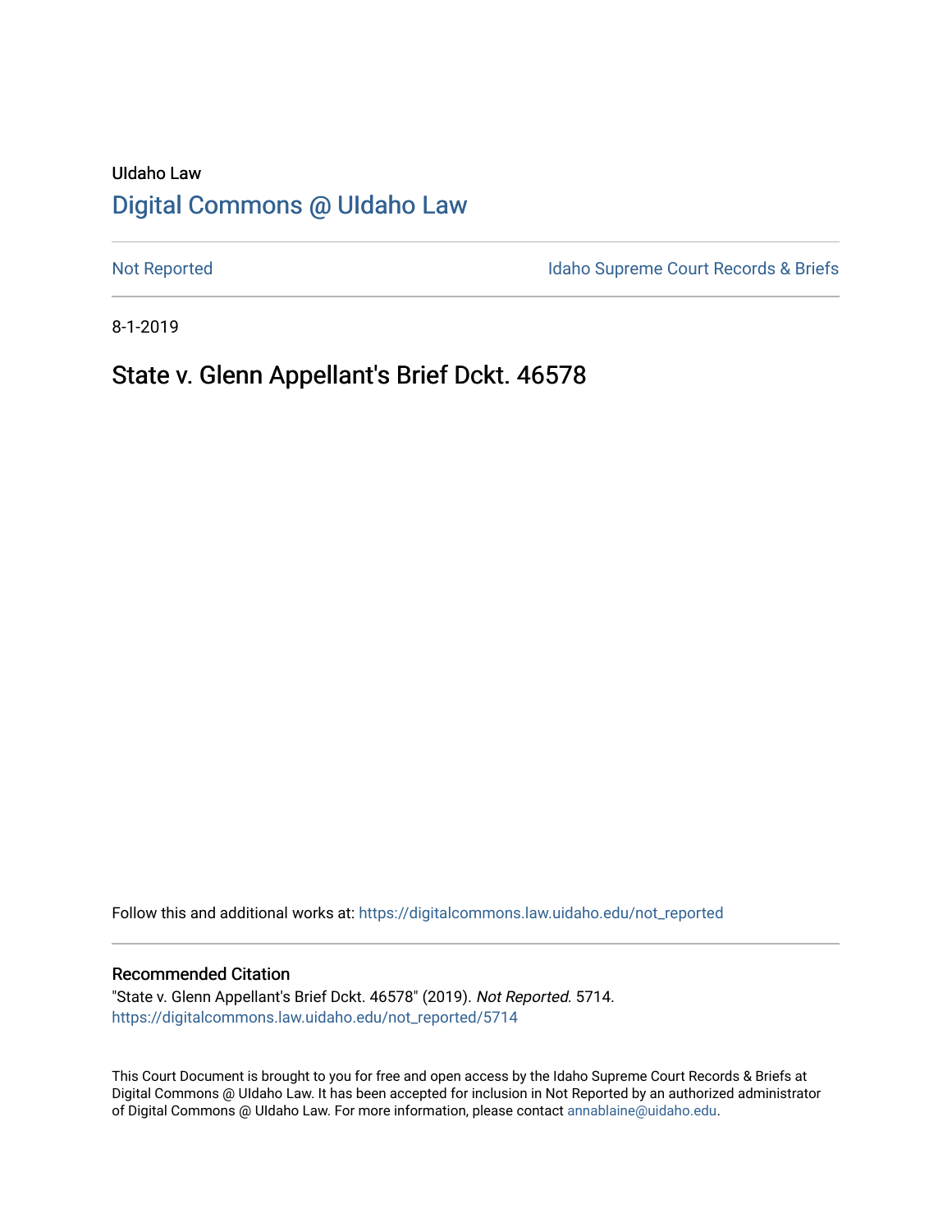UIdaho Law

# Digital Commons @ UIdaho Law

Not Reported

Idaho Supreme Court Records & Briefs

8-1-2019

## State v. Glenn Appellant's Brief Dckt. 46578

Follow this and additional works at: https://digitalcommons.law.uidaho.edu/not_reported

### Recommended Citation

"State v. Glenn Appellant's Brief Dckt. 46578" (2019). *Not Reported*. 5714.
https://digitalcommons.law.uidaho.edu/not_reported/5714

This Court Document is brought to you for free and open access by the Idaho Supreme Court Records & Briefs at Digital Commons @ UIdaho Law. It has been accepted for inclusion in Not Reported by an authorized administrator of Digital Commons @ UIdaho Law. For more information, please contact annablaine@uidaho.edu.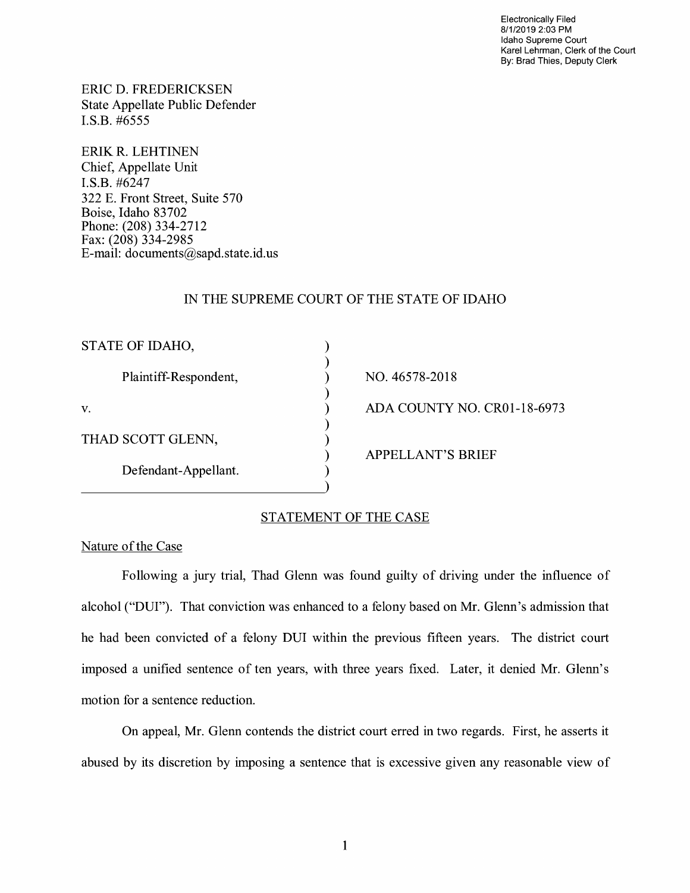Electronically Filed
8/1/2019 2:03 PM
Idaho Supreme Court
Karel Lehrman, Clerk of the Court
By: Brad Thies, Deputy Clerk

ERIC D. FREDERICKSEN
State Appellate Public Defender
I.S.B. #6555

ERIK R. LEHTINEN
Chief, Appellate Unit
I.S.B. #6247
322 E. Front Street, Suite 570
Boise, Idaho 83702
Phone: (208) 334-2712
Fax: (208) 334-2985
E-mail: documents@sapd.state.id.us

IN THE SUPREME COURT OF THE STATE OF IDAHO

| | |
|---|---|
| STATE OF IDAHO, | |
| Plaintiff-Respondent, | NO. 46578-2018 |
| v. | ADA COUNTY NO. CR01-18-6973 |
| THAD SCOTT GLENN, | APPELLANT'S BRIEF |
| Defendant-Appellant. | |

## STATEMENT OF THE CASE

### Nature of the Case

Following a jury trial, Thad Glenn was found guilty of driving under the influence of alcohol ("DUI"). That conviction was enhanced to a felony based on Mr. Glenn's admission that he had been convicted of a felony DUI within the previous fifteen years. The district court imposed a unified sentence of ten years, with three years fixed. Later, it denied Mr. Glenn's motion for a sentence reduction.

On appeal, Mr. Glenn contends the district court erred in two regards. First, he asserts it abused by its discretion by imposing a sentence that is excessive given any reasonable view of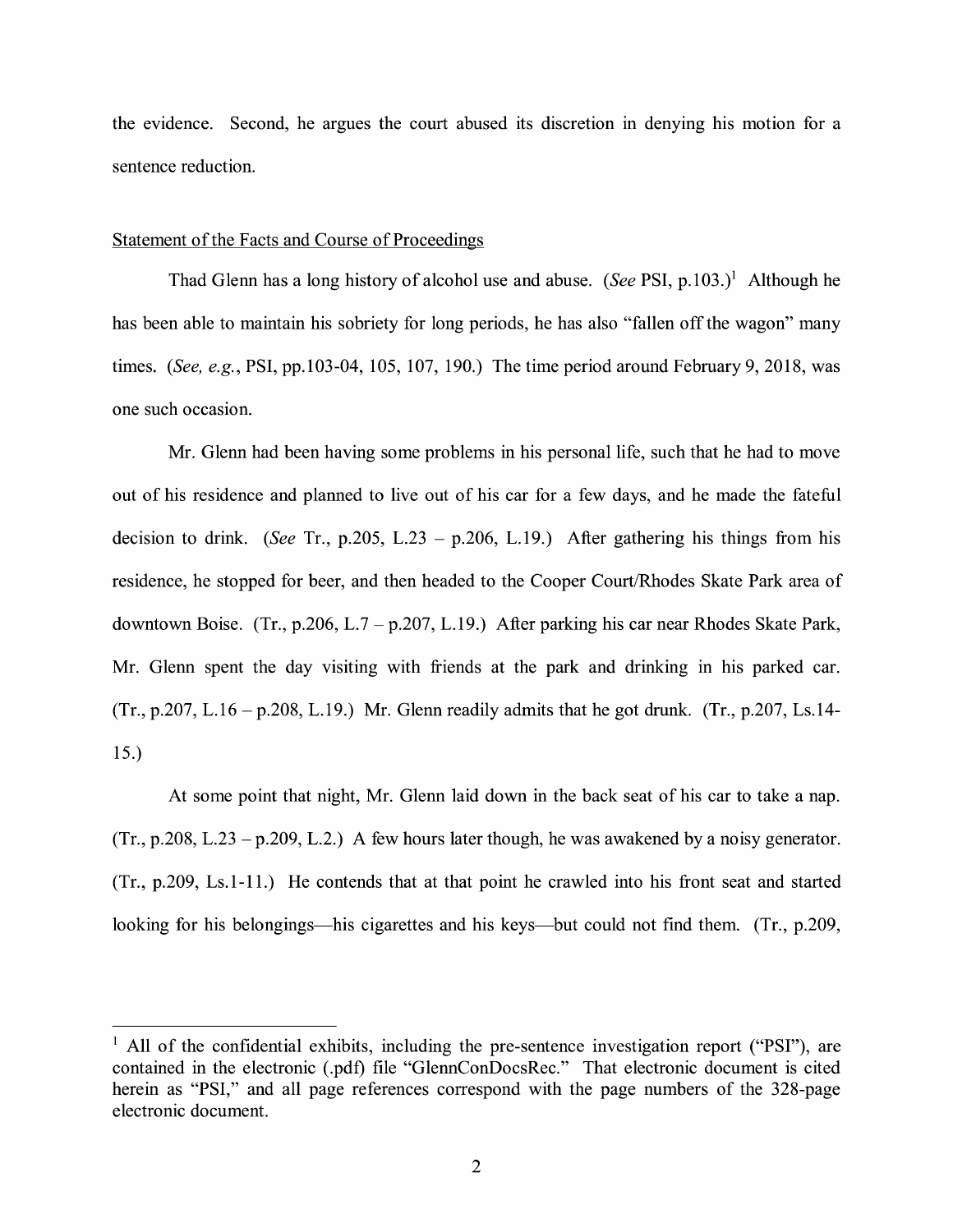the evidence. Second, he argues the court abused its discretion in denying his motion for a sentence reduction.

Statement of the Facts and Course of Proceedings

Thad Glenn has a long history of alcohol use and abuse. (*See* PSI, p.103.)[1] Although he has been able to maintain his sobriety for long periods, he has also "fallen off the wagon" many times. (*See, e.g.*, PSI, pp.103-04, 105, 107, 190.) The time period around February 9, 2018, was one such occasion.

Mr. Glenn had been having some problems in his personal life, such that he had to move out of his residence and planned to live out of his car for a few days, and he made the fateful decision to drink. (*See* Tr., p.205, L.23 – p.206, L.19.) After gathering his things from his residence, he stopped for beer, and then headed to the Cooper Court/Rhodes Skate Park area of downtown Boise. (Tr., p.206, L.7 – p.207, L.19.) After parking his car near Rhodes Skate Park, Mr. Glenn spent the day visiting with friends at the park and drinking in his parked car. (Tr., p.207, L.16 – p.208, L.19.) Mr. Glenn readily admits that he got drunk. (Tr., p.207, Ls.14-15.)

At some point that night, Mr. Glenn laid down in the back seat of his car to take a nap. (Tr., p.208, L.23 – p.209, L.2.) A few hours later though, he was awakened by a noisy generator. (Tr., p.209, Ls.1-11.) He contends that at that point he crawled into his front seat and started looking for his belongings—his cigarettes and his keys—but could not find them. (Tr., p.209,

---

[1] All of the confidential exhibits, including the pre-sentence investigation report ("PSI"), are contained in the electronic (.pdf) file "GlennConDocsRec." That electronic document is cited herein as "PSI," and all page references correspond with the page numbers of the 328-page electronic document.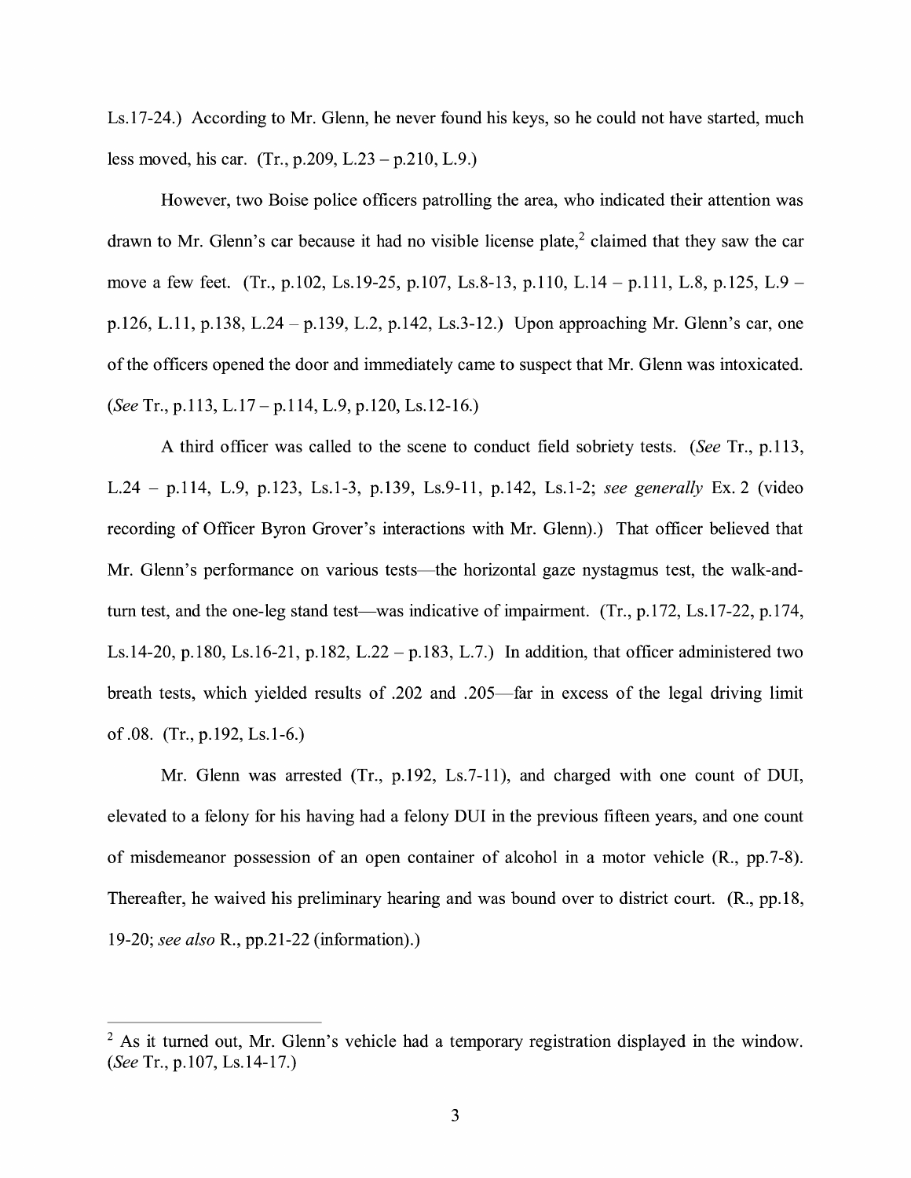Ls.17-24.) According to Mr. Glenn, he never found his keys, so he could not have started, much less moved, his car. (Tr., p.209, L.23 – p.210, L.9.)

However, two Boise police officers patrolling the area, who indicated their attention was drawn to Mr. Glenn's car because it had no visible license plate,[2] claimed that they saw the car move a few feet. (Tr., p.102, Ls.19-25, p.107, Ls.8-13, p.110, L.14 – p.111, L.8, p.125, L.9 – p.126, L.11, p.138, L.24 – p.139, L.2, p.142, Ls.3-12.) Upon approaching Mr. Glenn's car, one of the officers opened the door and immediately came to suspect that Mr. Glenn was intoxicated. (*See* Tr., p.113, L.17 – p.114, L.9, p.120, Ls.12-16.)

A third officer was called to the scene to conduct field sobriety tests. (*See* Tr., p.113, L.24 – p.114, L.9, p.123, Ls.1-3, p.139, Ls.9-11, p.142, Ls.1-2; *see generally* Ex. 2 (video recording of Officer Byron Grover's interactions with Mr. Glenn).) That officer believed that Mr. Glenn's performance on various tests—the horizontal gaze nystagmus test, the walk-and-turn test, and the one-leg stand test—was indicative of impairment. (Tr., p.172, Ls.17-22, p.174, Ls.14-20, p.180, Ls.16-21, p.182, L.22 – p.183, L.7.) In addition, that officer administered two breath tests, which yielded results of .202 and .205—far in excess of the legal driving limit of .08. (Tr., p.192, Ls.1-6.)

Mr. Glenn was arrested (Tr., p.192, Ls.7-11), and charged with one count of DUI, elevated to a felony for his having had a felony DUI in the previous fifteen years, and one count of misdemeanor possession of an open container of alcohol in a motor vehicle (R., pp.7-8). Thereafter, he waived his preliminary hearing and was bound over to district court. (R., pp.18, 19-20; *see also* R., pp.21-22 (information).)

---

[2] As it turned out, Mr. Glenn's vehicle had a temporary registration displayed in the window. (*See* Tr., p.107, Ls.14-17.)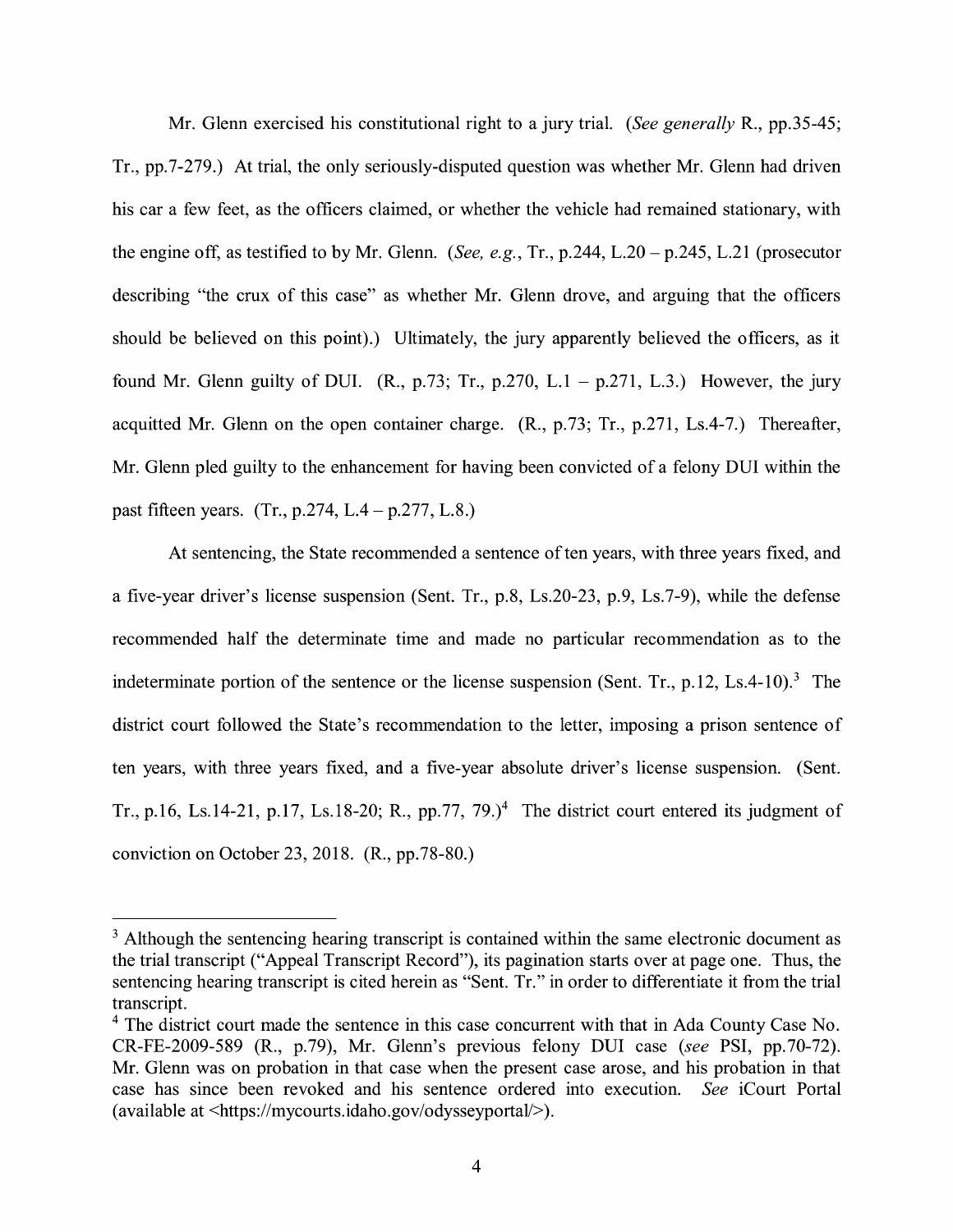Mr. Glenn exercised his constitutional right to a jury trial. (*See generally* R., pp.35-45; Tr., pp.7-279.) At trial, the only seriously-disputed question was whether Mr. Glenn had driven his car a few feet, as the officers claimed, or whether the vehicle had remained stationary, with the engine off, as testified to by Mr. Glenn. (*See, e.g.*, Tr., p.244, L.20 – p.245, L.21 (prosecutor describing "the crux of this case" as whether Mr. Glenn drove, and arguing that the officers should be believed on this point).) Ultimately, the jury apparently believed the officers, as it found Mr. Glenn guilty of DUI. (R., p.73; Tr., p.270, L.1 – p.271, L.3.) However, the jury acquitted Mr. Glenn on the open container charge. (R., p.73; Tr., p.271, Ls.4-7.) Thereafter, Mr. Glenn pled guilty to the enhancement for having been convicted of a felony DUI within the past fifteen years. (Tr., p.274, L.4 – p.277, L.8.)

At sentencing, the State recommended a sentence of ten years, with three years fixed, and a five-year driver's license suspension (Sent. Tr., p.8, Ls.20-23, p.9, Ls.7-9), while the defense recommended half the determinate time and made no particular recommendation as to the indeterminate portion of the sentence or the license suspension (Sent. Tr., p.12, Ls.4-10).[3] The district court followed the State's recommendation to the letter, imposing a prison sentence of ten years, with three years fixed, and a five-year absolute driver's license suspension. (Sent. Tr., p.16, Ls.14-21, p.17, Ls.18-20; R., pp.77, 79.)[4] The district court entered its judgment of conviction on October 23, 2018. (R., pp.78-80.)

---

[3] Although the sentencing hearing transcript is contained within the same electronic document as the trial transcript ("Appeal Transcript Record"), its pagination starts over at page one. Thus, the sentencing hearing transcript is cited herein as "Sent. Tr." in order to differentiate it from the trial transcript.

[4] The district court made the sentence in this case concurrent with that in Ada County Case No. CR-FE-2009-589 (R., p.79), Mr. Glenn's previous felony DUI case (*see* PSI, pp.70-72). Mr. Glenn was on probation in that case when the present case arose, and his probation in that case has since been revoked and his sentence ordered into execution. *See* iCourt Portal (available at <https://mycourts.idaho.gov/odysseyportal/>).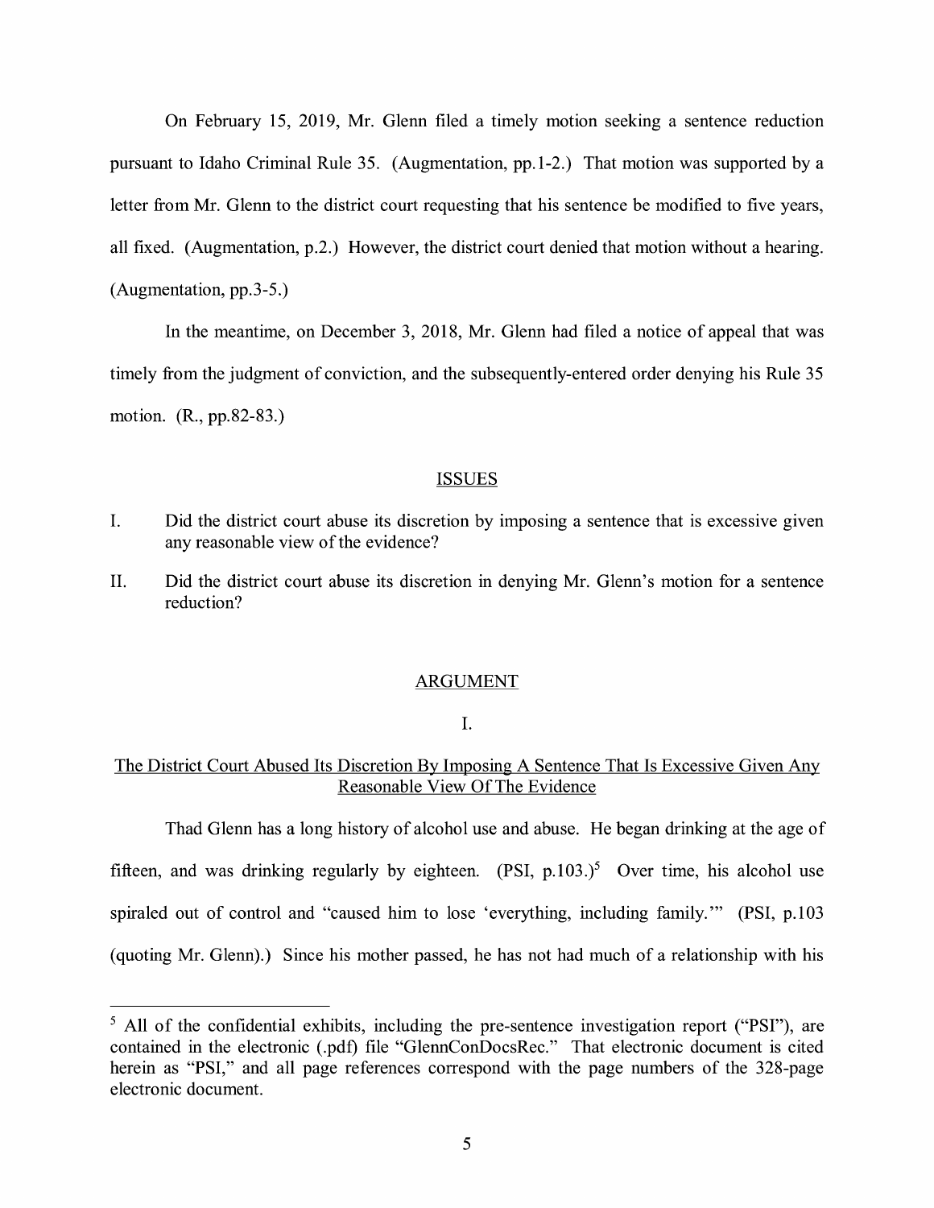On February 15, 2019, Mr. Glenn filed a timely motion seeking a sentence reduction pursuant to Idaho Criminal Rule 35. (Augmentation, pp.1-2.) That motion was supported by a letter from Mr. Glenn to the district court requesting that his sentence be modified to five years, all fixed. (Augmentation, p.2.) However, the district court denied that motion without a hearing. (Augmentation, pp.3-5.)

In the meantime, on December 3, 2018, Mr. Glenn had filed a notice of appeal that was timely from the judgment of conviction, and the subsequently-entered order denying his Rule 35 motion. (R., pp.82-83.)

## ISSUES

I. Did the district court abuse its discretion by imposing a sentence that is excessive given any reasonable view of the evidence?

II. Did the district court abuse its discretion in denying Mr. Glenn's motion for a sentence reduction?

## ARGUMENT

### I.

### The District Court Abused Its Discretion By Imposing A Sentence That Is Excessive Given Any Reasonable View Of The Evidence

Thad Glenn has a long history of alcohol use and abuse. He began drinking at the age of fifteen, and was drinking regularly by eighteen. (PSI, p.103.)[5] Over time, his alcohol use spiraled out of control and "caused him to lose 'everything, including family.'" (PSI, p.103 (quoting Mr. Glenn).) Since his mother passed, he has not had much of a relationship with his

[5] All of the confidential exhibits, including the pre-sentence investigation report ("PSI"), are contained in the electronic (.pdf) file "GlennConDocsRec." That electronic document is cited herein as "PSI," and all page references correspond with the page numbers of the 328-page electronic document.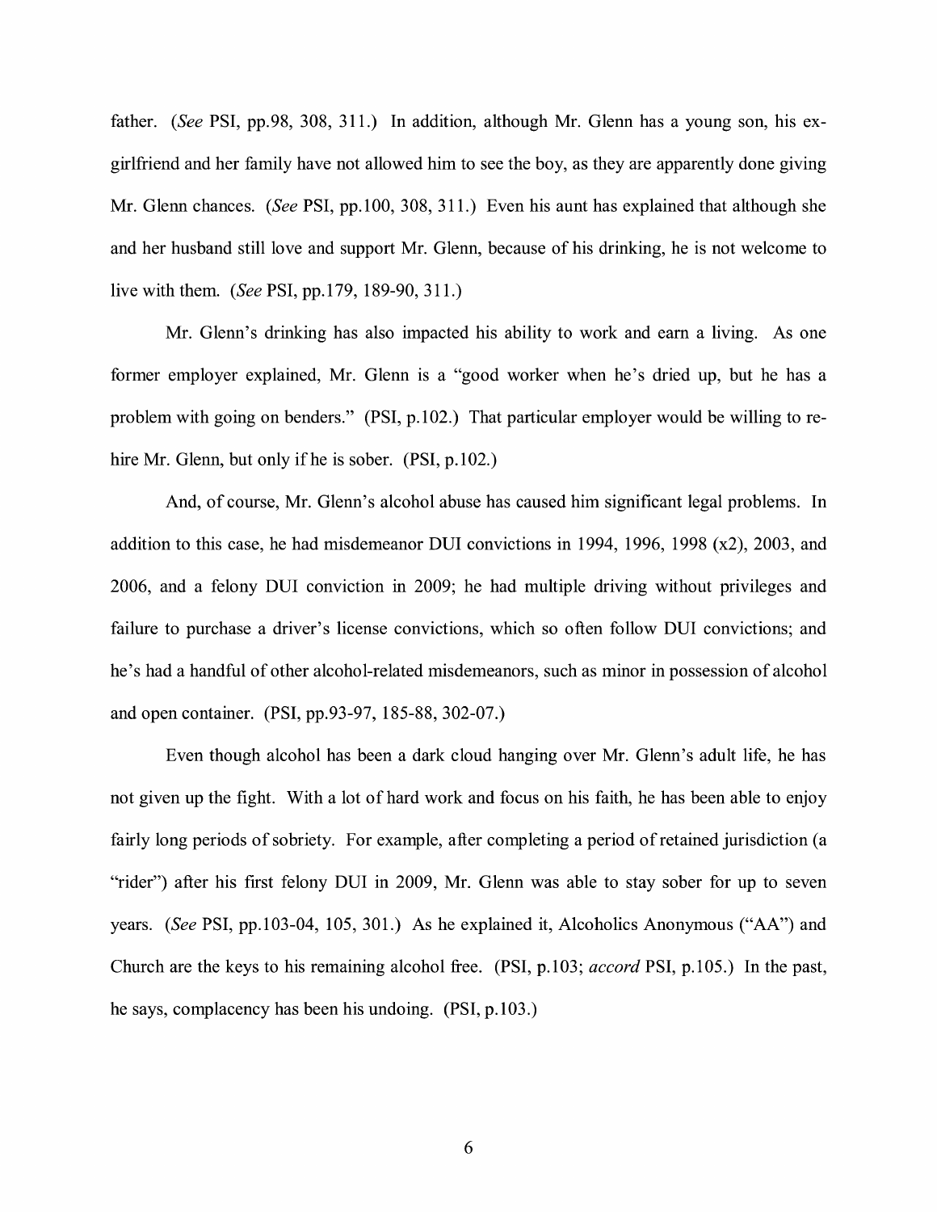father. (*See* PSI, pp.98, 308, 311.) In addition, although Mr. Glenn has a young son, his ex-girlfriend and her family have not allowed him to see the boy, as they are apparently done giving Mr. Glenn chances. (*See* PSI, pp.100, 308, 311.) Even his aunt has explained that although she and her husband still love and support Mr. Glenn, because of his drinking, he is not welcome to live with them. (*See* PSI, pp.179, 189-90, 311.)

Mr. Glenn's drinking has also impacted his ability to work and earn a living. As one former employer explained, Mr. Glenn is a "good worker when he's dried up, but he has a problem with going on benders." (PSI, p.102.) That particular employer would be willing to re-hire Mr. Glenn, but only if he is sober. (PSI, p.102.)

And, of course, Mr. Glenn's alcohol abuse has caused him significant legal problems. In addition to this case, he had misdemeanor DUI convictions in 1994, 1996, 1998 (x2), 2003, and 2006, and a felony DUI conviction in 2009; he had multiple driving without privileges and failure to purchase a driver's license convictions, which so often follow DUI convictions; and he's had a handful of other alcohol-related misdemeanors, such as minor in possession of alcohol and open container. (PSI, pp.93-97, 185-88, 302-07.)

Even though alcohol has been a dark cloud hanging over Mr. Glenn's adult life, he has not given up the fight. With a lot of hard work and focus on his faith, he has been able to enjoy fairly long periods of sobriety. For example, after completing a period of retained jurisdiction (a "rider") after his first felony DUI in 2009, Mr. Glenn was able to stay sober for up to seven years. (*See* PSI, pp.103-04, 105, 301.) As he explained it, Alcoholics Anonymous ("AA") and Church are the keys to his remaining alcohol free. (PSI, p.103; *accord* PSI, p.105.) In the past, he says, complacency has been his undoing. (PSI, p.103.)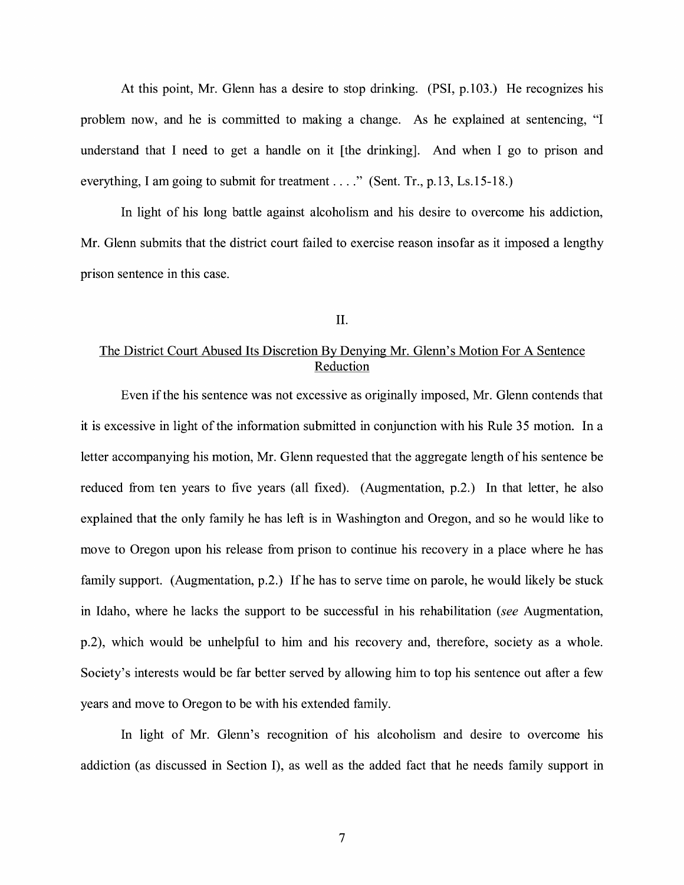At this point, Mr. Glenn has a desire to stop drinking. (PSI, p.103.) He recognizes his problem now, and he is committed to making a change. As he explained at sentencing, "I understand that I need to get a handle on it [the drinking]. And when I go to prison and everything, I am going to submit for treatment . . . ." (Sent. Tr., p.13, Ls.15-18.)

In light of his long battle against alcoholism and his desire to overcome his addiction, Mr. Glenn submits that the district court failed to exercise reason insofar as it imposed a lengthy prison sentence in this case.

II.

The District Court Abused Its Discretion By Denying Mr. Glenn's Motion For A Sentence Reduction

Even if the his sentence was not excessive as originally imposed, Mr. Glenn contends that it is excessive in light of the information submitted in conjunction with his Rule 35 motion. In a letter accompanying his motion, Mr. Glenn requested that the aggregate length of his sentence be reduced from ten years to five years (all fixed). (Augmentation, p.2.) In that letter, he also explained that the only family he has left is in Washington and Oregon, and so he would like to move to Oregon upon his release from prison to continue his recovery in a place where he has family support. (Augmentation, p.2.) If he has to serve time on parole, he would likely be stuck in Idaho, where he lacks the support to be successful in his rehabilitation (*see* Augmentation, p.2), which would be unhelpful to him and his recovery and, therefore, society as a whole. Society's interests would be far better served by allowing him to top his sentence out after a few years and move to Oregon to be with his extended family.

In light of Mr. Glenn's recognition of his alcoholism and desire to overcome his addiction (as discussed in Section I), as well as the added fact that he needs family support in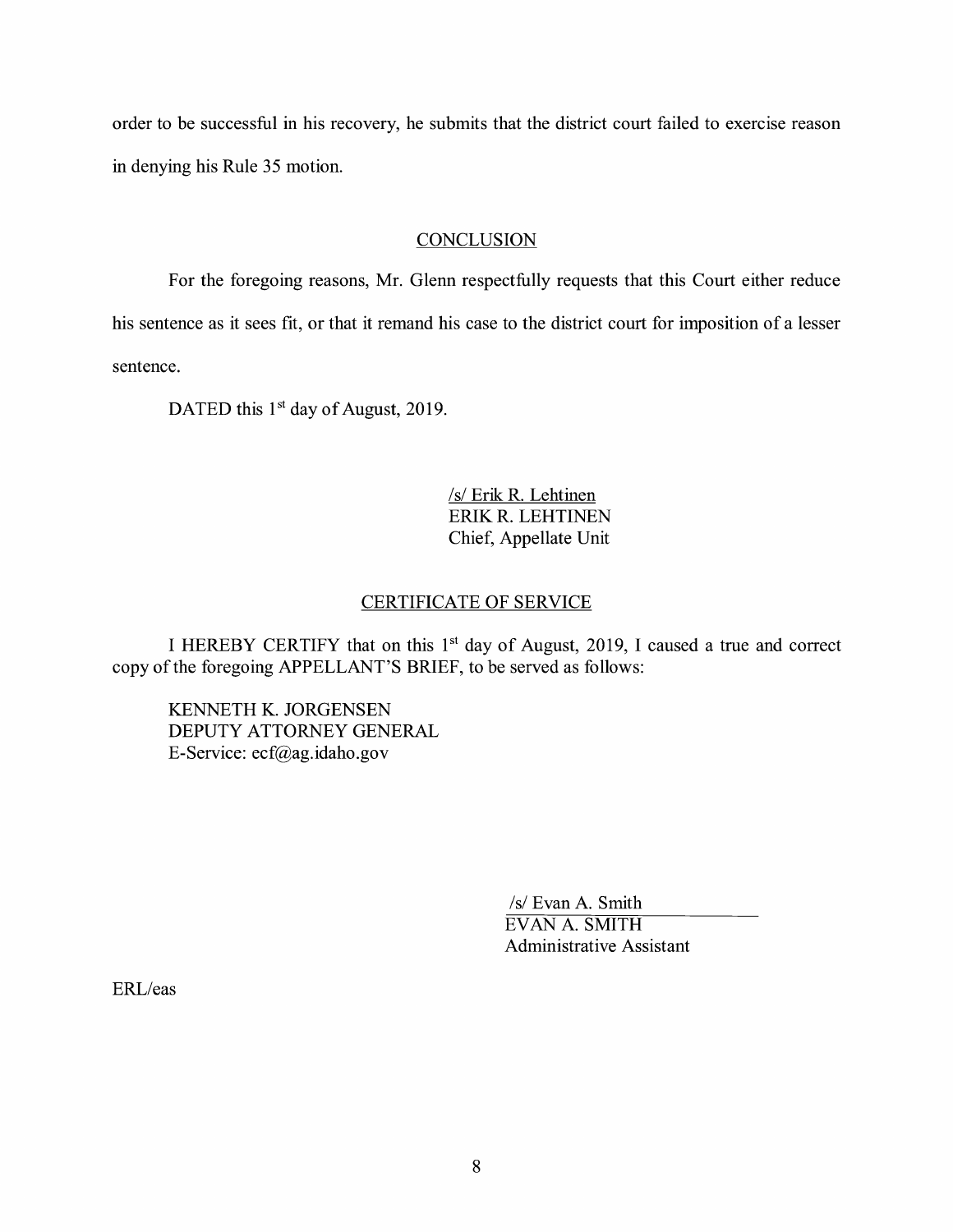order to be successful in his recovery, he submits that the district court failed to exercise reason in denying his Rule 35 motion.

## CONCLUSION

For the foregoing reasons, Mr. Glenn respectfully requests that this Court either reduce his sentence as it sees fit, or that it remand his case to the district court for imposition of a lesser sentence.

DATED this 1st day of August, 2019.

/s/ Erik R. Lehtinen
ERIK R. LEHTINEN
Chief, Appellate Unit

## CERTIFICATE OF SERVICE

I HEREBY CERTIFY that on this 1st day of August, 2019, I caused a true and correct copy of the foregoing APPELLANT'S BRIEF, to be served as follows:

KENNETH K. JORGENSEN
DEPUTY ATTORNEY GENERAL
E-Service: ecf@ag.idaho.gov

/s/ Evan A. Smith
EVAN A. SMITH
Administrative Assistant

ERL/eas